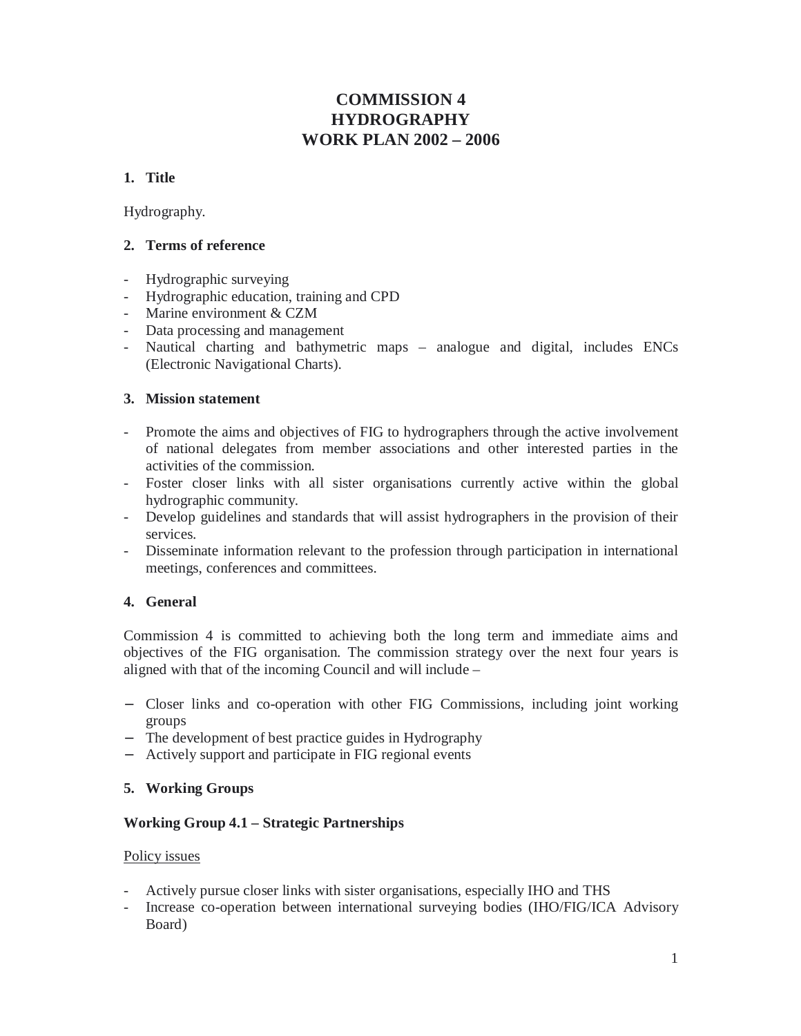# COMMISSION 4
# HYDROGRAPHY
# WORK PLAN 2002 – 2006

## 1. Title

Hydrography.

## 2. Terms of reference

- Hydrographic surveying
- Hydrographic education, training and CPD
- Marine environment & CZM
- Data processing and management
- Nautical charting and bathymetric maps – analogue and digital, includes ENCs (Electronic Navigational Charts).

## 3. Mission statement

- Promote the aims and objectives of FIG to hydrographers through the active involvement of national delegates from member associations and other interested parties in the activities of the commission.
- Foster closer links with all sister organisations currently active within the global hydrographic community.
- Develop guidelines and standards that will assist hydrographers in the provision of their services.
- Disseminate information relevant to the profession through participation in international meetings, conferences and committees.

## 4. General

Commission 4 is committed to achieving both the long term and immediate aims and objectives of the FIG organisation. The commission strategy over the next four years is aligned with that of the incoming Council and will include –

- Closer links and co-operation with other FIG Commissions, including joint working groups
- The development of best practice guides in Hydrography
- Actively support and participate in FIG regional events

## 5. Working Groups

### Working Group 4.1 – Strategic Partnerships

Policy issues

- Actively pursue closer links with sister organisations, especially IHO and THS
- Increase co-operation between international surveying bodies (IHO/FIG/ICA Advisory Board)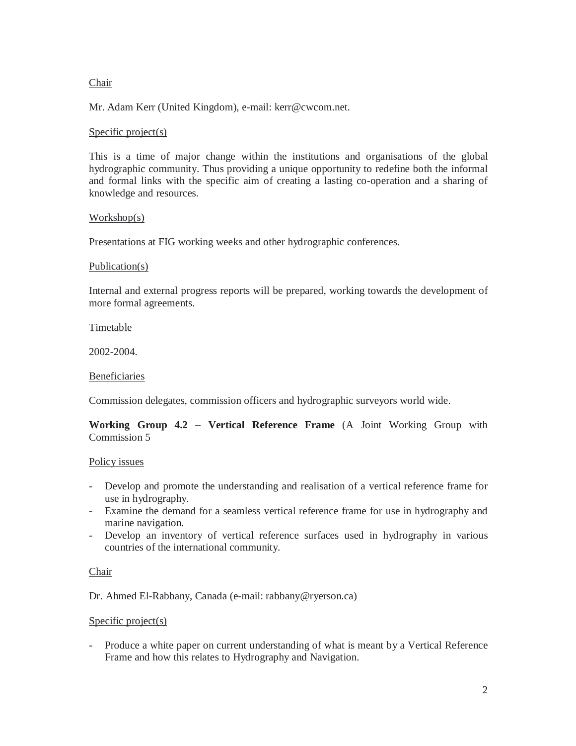Chair

Mr. Adam Kerr (United Kingdom), e-mail: kerr@cwcom.net.

Specific project(s)

This is a time of major change within the institutions and organisations of the global hydrographic community. Thus providing a unique opportunity to redefine both the informal and formal links with the specific aim of creating a lasting co-operation and a sharing of knowledge and resources.

Workshop(s)

Presentations at FIG working weeks and other hydrographic conferences.

Publication(s)

Internal and external progress reports will be prepared, working towards the development of more formal agreements.

Timetable

2002-2004.

Beneficiaries

Commission delegates, commission officers and hydrographic surveyors world wide.

**Working Group 4.2 – Vertical Reference Frame** (A Joint Working Group with Commission 5

Policy issues

- Develop and promote the understanding and realisation of a vertical reference frame for use in hydrography.
- Examine the demand for a seamless vertical reference frame for use in hydrography and marine navigation.
- Develop an inventory of vertical reference surfaces used in hydrography in various countries of the international community.

Chair

Dr. Ahmed El-Rabbany, Canada (e-mail: rabbany@ryerson.ca)

Specific project(s)

- Produce a white paper on current understanding of what is meant by a Vertical Reference Frame and how this relates to Hydrography and Navigation.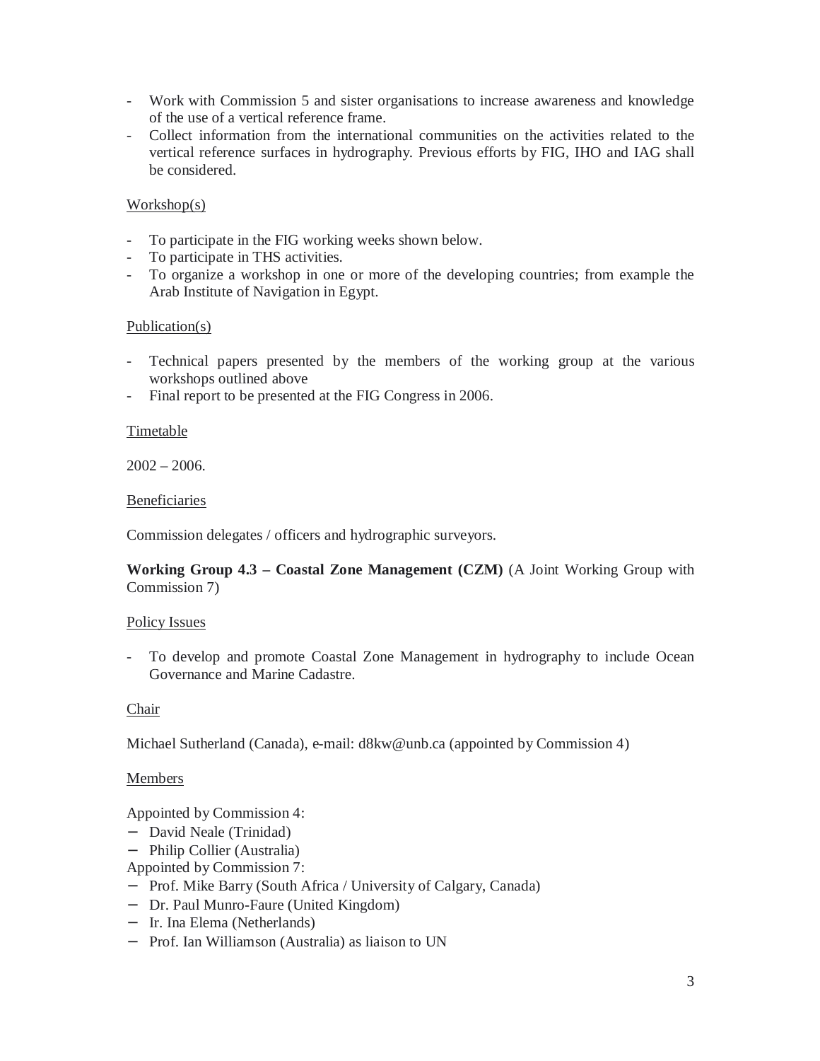- Work with Commission 5 and sister organisations to increase awareness and knowledge of the use of a vertical reference frame.
- Collect information from the international communities on the activities related to the vertical reference surfaces in hydrography. Previous efforts by FIG, IHO and IAG shall be considered.

Workshop(s)

- To participate in the FIG working weeks shown below.
- To participate in THS activities.
- To organize a workshop in one or more of the developing countries; from example the Arab Institute of Navigation in Egypt.

Publication(s)

- Technical papers presented by the members of the working group at the various workshops outlined above
- Final report to be presented at the FIG Congress in 2006.

Timetable

2002 – 2006.

Beneficiaries

Commission delegates / officers and hydrographic surveyors.

**Working Group 4.3 – Coastal Zone Management (CZM)** (A Joint Working Group with Commission 7)

Policy Issues

- To develop and promote Coastal Zone Management in hydrography to include Ocean Governance and Marine Cadastre.

Chair

Michael Sutherland (Canada), e-mail: d8kw@unb.ca (appointed by Commission 4)

Members

Appointed by Commission 4:
- David Neale (Trinidad)
- Philip Collier (Australia)

Appointed by Commission 7:
- Prof. Mike Barry (South Africa / University of Calgary, Canada)
- Dr. Paul Munro-Faure (United Kingdom)
- Ir. Ina Elema (Netherlands)
- Prof. Ian Williamson (Australia) as liaison to UN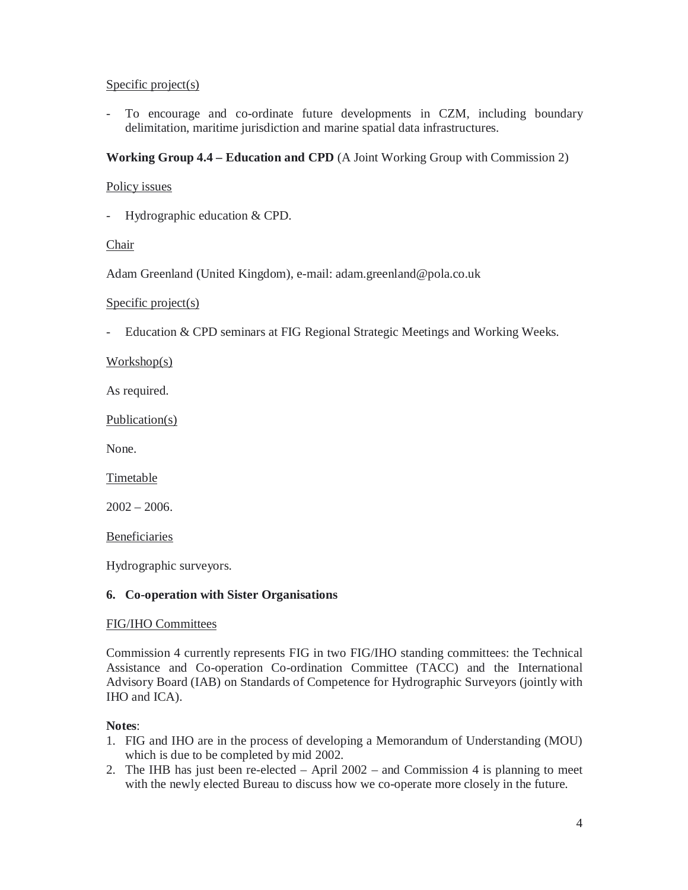Specific project(s)

- To encourage and co-ordinate future developments in CZM, including boundary delimitation, maritime jurisdiction and marine spatial data infrastructures.

**Working Group 4.4 – Education and CPD** (A Joint Working Group with Commission 2)

Policy issues

- Hydrographic education & CPD.

Chair

Adam Greenland (United Kingdom), e-mail: adam.greenland@pola.co.uk

Specific project(s)

- Education & CPD seminars at FIG Regional Strategic Meetings and Working Weeks.

Workshop(s)

As required.

Publication(s)

None.

Timetable

2002 – 2006.

Beneficiaries

Hydrographic surveyors.

## 6. Co-operation with Sister Organisations

FIG/IHO Committees

Commission 4 currently represents FIG in two FIG/IHO standing committees: the Technical Assistance and Co-operation Co-ordination Committee (TACC) and the International Advisory Board (IAB) on Standards of Competence for Hydrographic Surveyors (jointly with IHO and ICA).

**Notes**:

1. FIG and IHO are in the process of developing a Memorandum of Understanding (MOU) which is due to be completed by mid 2002.
2. The IHB has just been re-elected – April 2002 – and Commission 4 is planning to meet with the newly elected Bureau to discuss how we co-operate more closely in the future.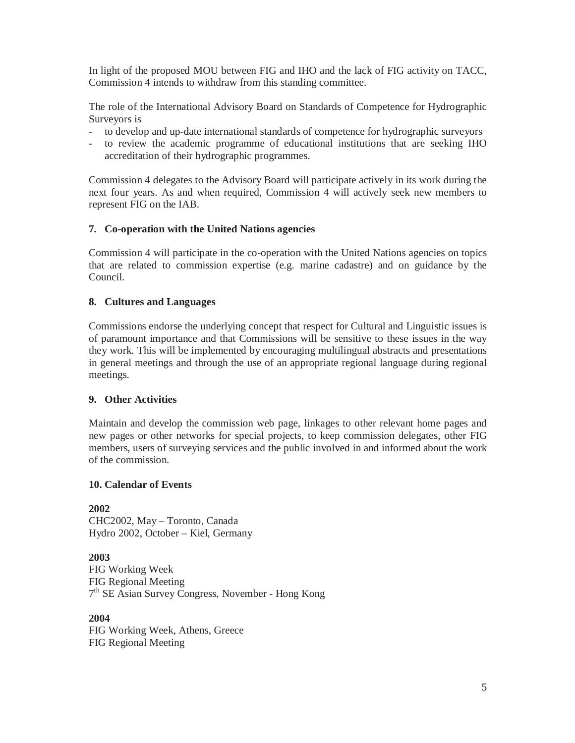In light of the proposed MOU between FIG and IHO and the lack of FIG activity on TACC, Commission 4 intends to withdraw from this standing committee.

The role of the International Advisory Board on Standards of Competence for Hydrographic Surveyors is

- to develop and up-date international standards of competence for hydrographic surveyors
- to review the academic programme of educational institutions that are seeking IHO accreditation of their hydrographic programmes.

Commission 4 delegates to the Advisory Board will participate actively in its work during the next four years. As and when required, Commission 4 will actively seek new members to represent FIG on the IAB.

## 7. Co-operation with the United Nations agencies

Commission 4 will participate in the co-operation with the United Nations agencies on topics that are related to commission expertise (e.g. marine cadastre) and on guidance by the Council.

## 8. Cultures and Languages

Commissions endorse the underlying concept that respect for Cultural and Linguistic issues is of paramount importance and that Commissions will be sensitive to these issues in the way they work. This will be implemented by encouraging multilingual abstracts and presentations in general meetings and through the use of an appropriate regional language during regional meetings.

## 9. Other Activities

Maintain and develop the commission web page, linkages to other relevant home pages and new pages or other networks for special projects, to keep commission delegates, other FIG members, users of surveying services and the public involved in and informed about the work of the commission.

## 10. Calendar of Events

**2002**
CHC2002, May – Toronto, Canada
Hydro 2002, October – Kiel, Germany

**2003**
FIG Working Week
FIG Regional Meeting
7th SE Asian Survey Congress, November - Hong Kong

**2004**
FIG Working Week, Athens, Greece
FIG Regional Meeting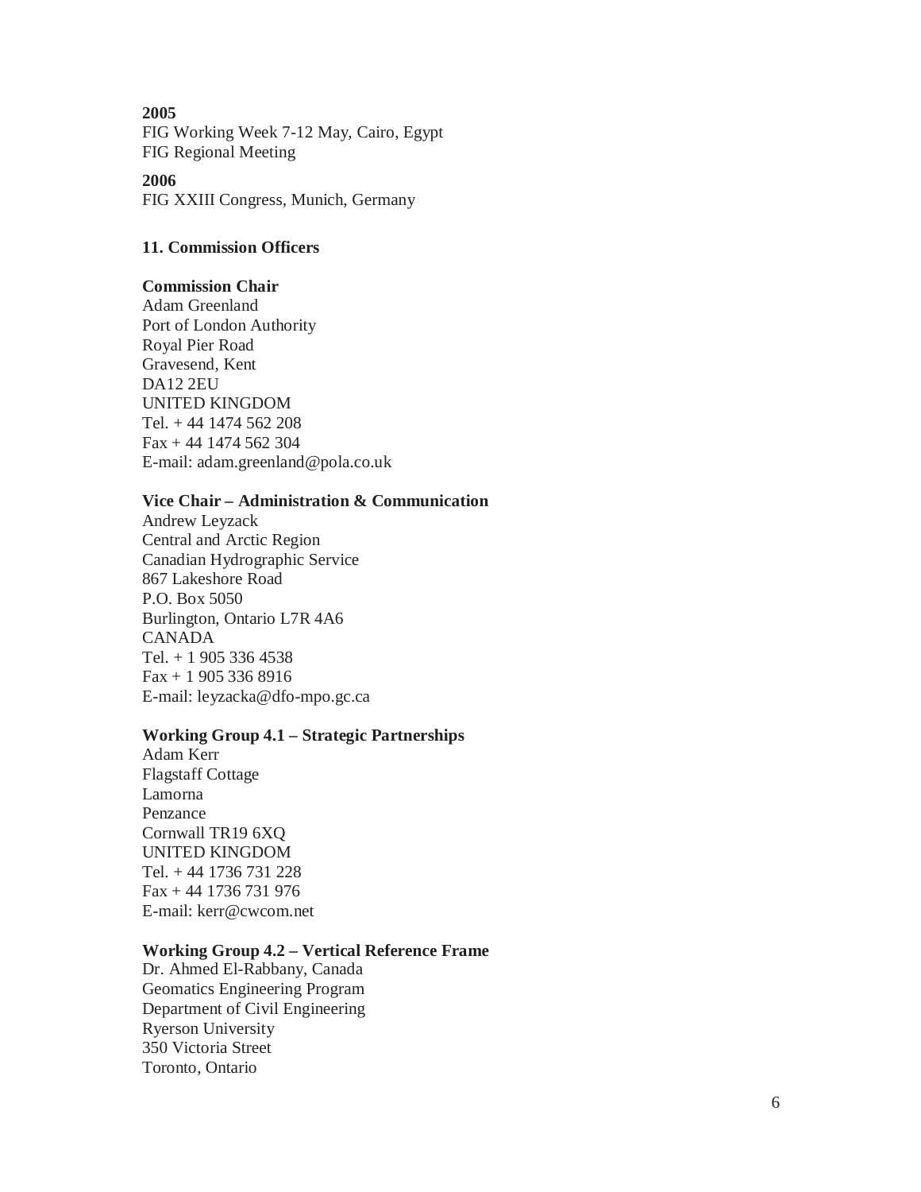**2005**
FIG Working Week 7-12 May, Cairo, Egypt
FIG Regional Meeting

**2006**
FIG XXIII Congress, Munich, Germany

## 11. Commission Officers

**Commission Chair**
Adam Greenland
Port of London Authority
Royal Pier Road
Gravesend, Kent
DA12 2EU
UNITED KINGDOM
Tel. + 44 1474 562 208
Fax + 44 1474 562 304
E-mail: adam.greenland@pola.co.uk

**Vice Chair – Administration & Communication**
Andrew Leyzack
Central and Arctic Region
Canadian Hydrographic Service
867 Lakeshore Road
P.O. Box 5050
Burlington, Ontario L7R 4A6
CANADA
Tel. + 1 905 336 4538
Fax + 1 905 336 8916
E-mail: leyzacka@dfo-mpo.gc.ca

**Working Group 4.1 – Strategic Partnerships**
Adam Kerr
Flagstaff Cottage
Lamorna
Penzance
Cornwall TR19 6XQ
UNITED KINGDOM
Tel. + 44 1736 731 228
Fax + 44 1736 731 976
E-mail: kerr@cwcom.net

**Working Group 4.2 – Vertical Reference Frame**
Dr. Ahmed El-Rabbany, Canada
Geomatics Engineering Program
Department of Civil Engineering
Ryerson University
350 Victoria Street
Toronto, Ontario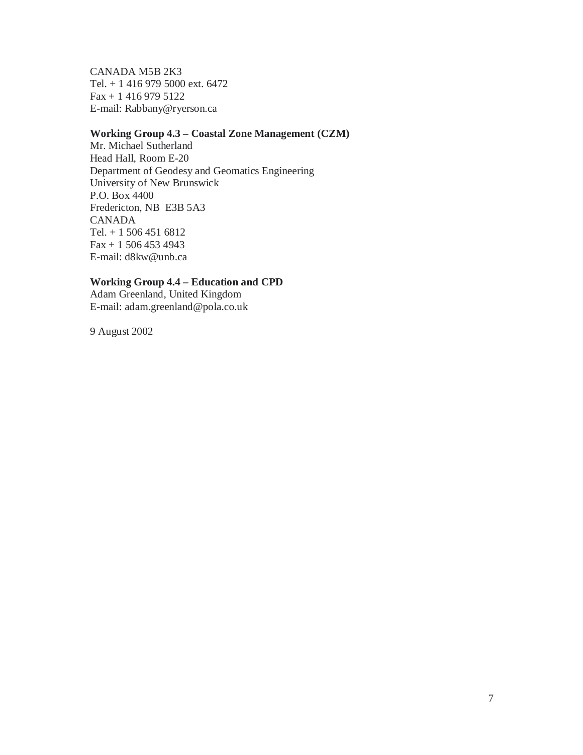CANADA M5B 2K3
Tel. + 1 416 979 5000 ext. 6472
Fax + 1 416 979 5122
E-mail: Rabbany@ryerson.ca

**Working Group 4.3 – Coastal Zone Management (CZM)**
Mr. Michael Sutherland
Head Hall, Room E-20
Department of Geodesy and Geomatics Engineering
University of New Brunswick
P.O. Box 4400
Fredericton, NB E3B 5A3
CANADA
Tel. + 1 506 451 6812
Fax + 1 506 453 4943
E-mail: d8kw@unb.ca

**Working Group 4.4 – Education and CPD**
Adam Greenland, United Kingdom
E-mail: adam.greenland@pola.co.uk

9 August 2002